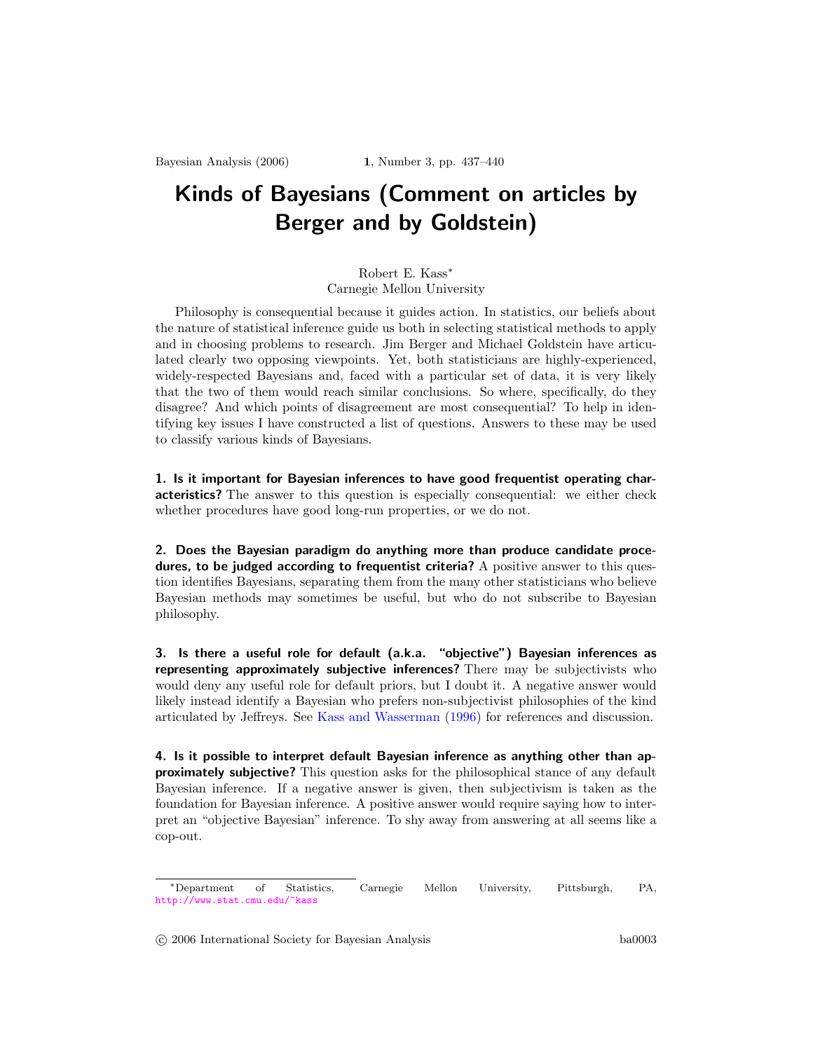# Kinds of Bayesians (Comment on articles by Berger and by Goldstein)

Robert E. Kass*
Carnegie Mellon University

Philosophy is consequential because it guides action. In statistics, our beliefs about the nature of statistical inference guide us both in selecting statistical methods to apply and in choosing problems to research. Jim Berger and Michael Goldstein have articulated clearly two opposing viewpoints. Yet, both statisticians are highly-experienced, widely-respected Bayesians and, faced with a particular set of data, it is very likely that the two of them would reach similar conclusions. So where, specifically, do they disagree? And which points of disagreement are most consequential? To help in identifying key issues I have constructed a list of questions. Answers to these may be used to classify various kinds of Bayesians.

**1. Is it important for Bayesian inferences to have good frequentist operating characteristics?** The answer to this question is especially consequential: we either check whether procedures have good long-run properties, or we do not.

**2. Does the Bayesian paradigm do anything more than produce candidate procedures, to be judged according to frequentist criteria?** A positive answer to this question identifies Bayesians, separating them from the many other statisticians who believe Bayesian methods may sometimes be useful, but who do not subscribe to Bayesian philosophy.

**3. Is there a useful role for default (a.k.a. "objective") Bayesian inferences as representing approximately subjective inferences?** There may be subjectivists who would deny any useful role for default priors, but I doubt it. A negative answer would likely instead identify a Bayesian who prefers non-subjectivist philosophies of the kind articulated by Jeffreys. See Kass and Wasserman (1996) for references and discussion.

**4. Is it possible to interpret default Bayesian inference as anything other than approximately subjective?** This question asks for the philosophical stance of any default Bayesian inference. If a negative answer is given, then subjectivism is taken as the foundation for Bayesian inference. A positive answer would require saying how to interpret an "objective Bayesian" inference. To shy away from answering at all seems like a cop-out.

---

*Department of Statistics, Carnegie Mellon University, Pittsburgh, PA, http://www.stat.cmu.edu/~kass

© 2006 International Society for Bayesian Analysis ba0003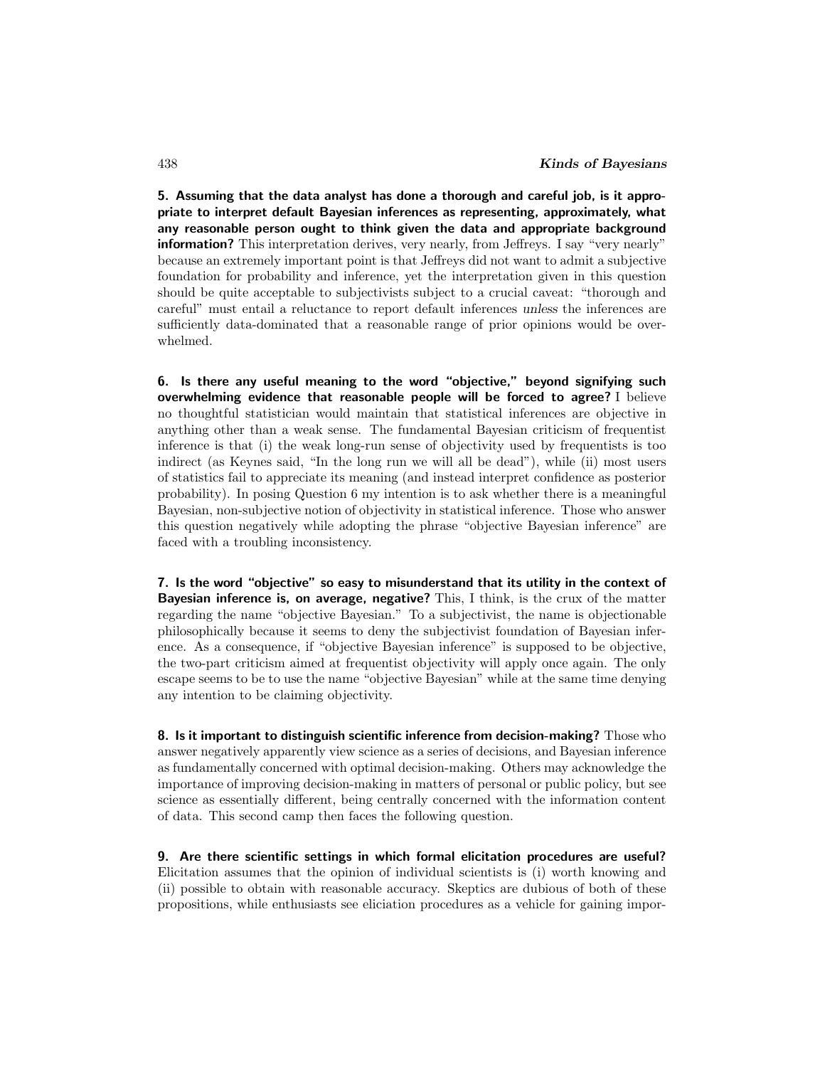**5. Assuming that the data analyst has done a thorough and careful job, is it appropriate to interpret default Bayesian inferences as representing, approximately, what any reasonable person ought to think given the data and appropriate background information?** This interpretation derives, very nearly, from Jeffreys. I say "very nearly" because an extremely important point is that Jeffreys did not want to admit a subjective foundation for probability and inference, yet the interpretation given in this question should be quite acceptable to subjectivists subject to a crucial caveat: "thorough and careful" must entail a reluctance to report default inferences *unless* the inferences are sufficiently data-dominated that a reasonable range of prior opinions would be overwhelmed.

**6. Is there any useful meaning to the word "objective," beyond signifying such overwhelming evidence that reasonable people will be forced to agree?** I believe no thoughtful statistician would maintain that statistical inferences are objective in anything other than a weak sense. The fundamental Bayesian criticism of frequentist inference is that (i) the weak long-run sense of objectivity used by frequentists is too indirect (as Keynes said, "In the long run we will all be dead"), while (ii) most users of statistics fail to appreciate its meaning (and instead interpret confidence as posterior probability). In posing Question 6 my intention is to ask whether there is a meaningful Bayesian, non-subjective notion of objectivity in statistical inference. Those who answer this question negatively while adopting the phrase "objective Bayesian inference" are faced with a troubling inconsistency.

**7. Is the word "objective" so easy to misunderstand that its utility in the context of Bayesian inference is, on average, negative?** This, I think, is the crux of the matter regarding the name "objective Bayesian." To a subjectivist, the name is objectionable philosophically because it seems to deny the subjectivist foundation of Bayesian inference. As a consequence, if "objective Bayesian inference" is supposed to be objective, the two-part criticism aimed at frequentist objectivity will apply once again. The only escape seems to be to use the name "objective Bayesian" while at the same time denying any intention to be claiming objectivity.

**8. Is it important to distinguish scientific inference from decision-making?** Those who answer negatively apparently view science as a series of decisions, and Bayesian inference as fundamentally concerned with optimal decision-making. Others may acknowledge the importance of improving decision-making in matters of personal or public policy, but see science as essentially different, being centrally concerned with the information content of data. This second camp then faces the following question.

**9. Are there scientific settings in which formal elicitation procedures are useful?** Elicitation assumes that the opinion of individual scientists is (i) worth knowing and (ii) possible to obtain with reasonable accuracy. Skeptics are dubious of both of these propositions, while enthusiasts see eliciation procedures as a vehicle for gaining impor-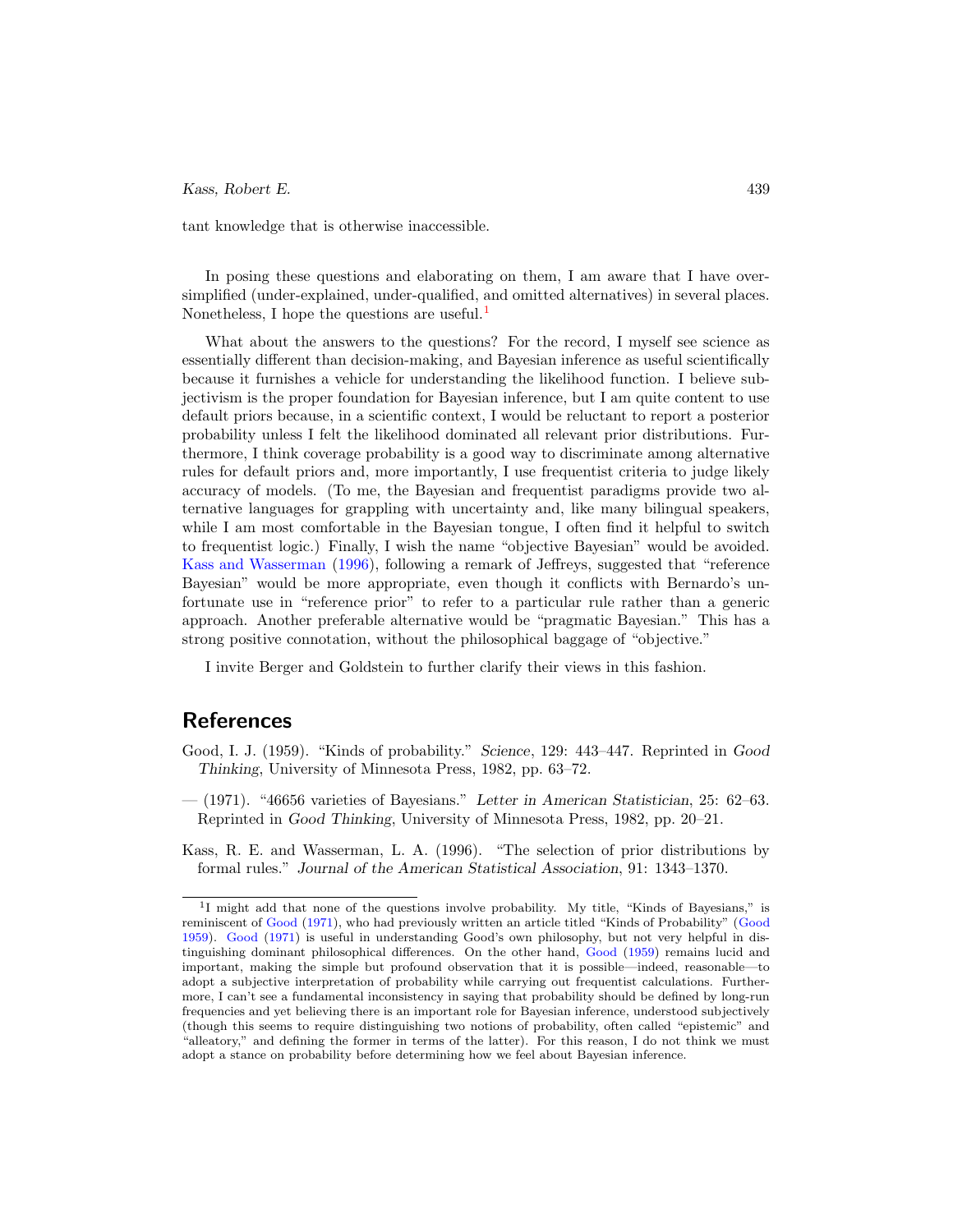tant knowledge that is otherwise inaccessible.

In posing these questions and elaborating on them, I am aware that I have over-simplified (under-explained, under-qualified, and omitted alternatives) in several places. Nonetheless, I hope the questions are useful.[1]

What about the answers to the questions? For the record, I myself see science as essentially different than decision-making, and Bayesian inference as useful scientifically because it furnishes a vehicle for understanding the likelihood function. I believe subjectivism is the proper foundation for Bayesian inference, but I am quite content to use default priors because, in a scientific context, I would be reluctant to report a posterior probability unless I felt the likelihood dominated all relevant prior distributions. Furthermore, I think coverage probability is a good way to discriminate among alternative rules for default priors and, more importantly, I use frequentist criteria to judge likely accuracy of models. (To me, the Bayesian and frequentist paradigms provide two alternative languages for grappling with uncertainty and, like many bilingual speakers, while I am most comfortable in the Bayesian tongue, I often find it helpful to switch to frequentist logic.) Finally, I wish the name "objective Bayesian" would be avoided. Kass and Wasserman (1996), following a remark of Jeffreys, suggested that "reference Bayesian" would be more appropriate, even though it conflicts with Bernardo's unfortunate use in "reference prior" to refer to a particular rule rather than a generic approach. Another preferable alternative would be "pragmatic Bayesian." This has a strong positive connotation, without the philosophical baggage of "objective."

I invite Berger and Goldstein to further clarify their views in this fashion.

## References

Good, I. J. (1959). "Kinds of probability." *Science*, 129: 443–447. Reprinted in *Good Thinking*, University of Minnesota Press, 1982, pp. 63–72.

— (1971). "46656 varieties of Bayesians." *Letter in American Statistician*, 25: 62–63. Reprinted in *Good Thinking*, University of Minnesota Press, 1982, pp. 20–21.

Kass, R. E. and Wasserman, L. A. (1996). "The selection of prior distributions by formal rules." *Journal of the American Statistical Association*, 91: 1343–1370.

[1] I might add that none of the questions involve probability. My title, "Kinds of Bayesians," is reminiscent of Good (1971), who had previously written an article titled "Kinds of Probability" (Good 1959). Good (1971) is useful in understanding Good's own philosophy, but not very helpful in distinguishing dominant philosophical differences. On the other hand, Good (1959) remains lucid and important, making the simple but profound observation that it is possible—indeed, reasonable—to adopt a subjective interpretation of probability while carrying out frequentist calculations. Furthermore, I can't see a fundamental inconsistency in saying that probability should be defined by long-run frequencies and yet believing there is an important role for Bayesian inference, understood subjectively (though this seems to require distinguishing two notions of probability, often called "epistemic" and "alleatory," and defining the former in terms of the latter). For this reason, I do not think we must adopt a stance on probability before determining how we feel about Bayesian inference.